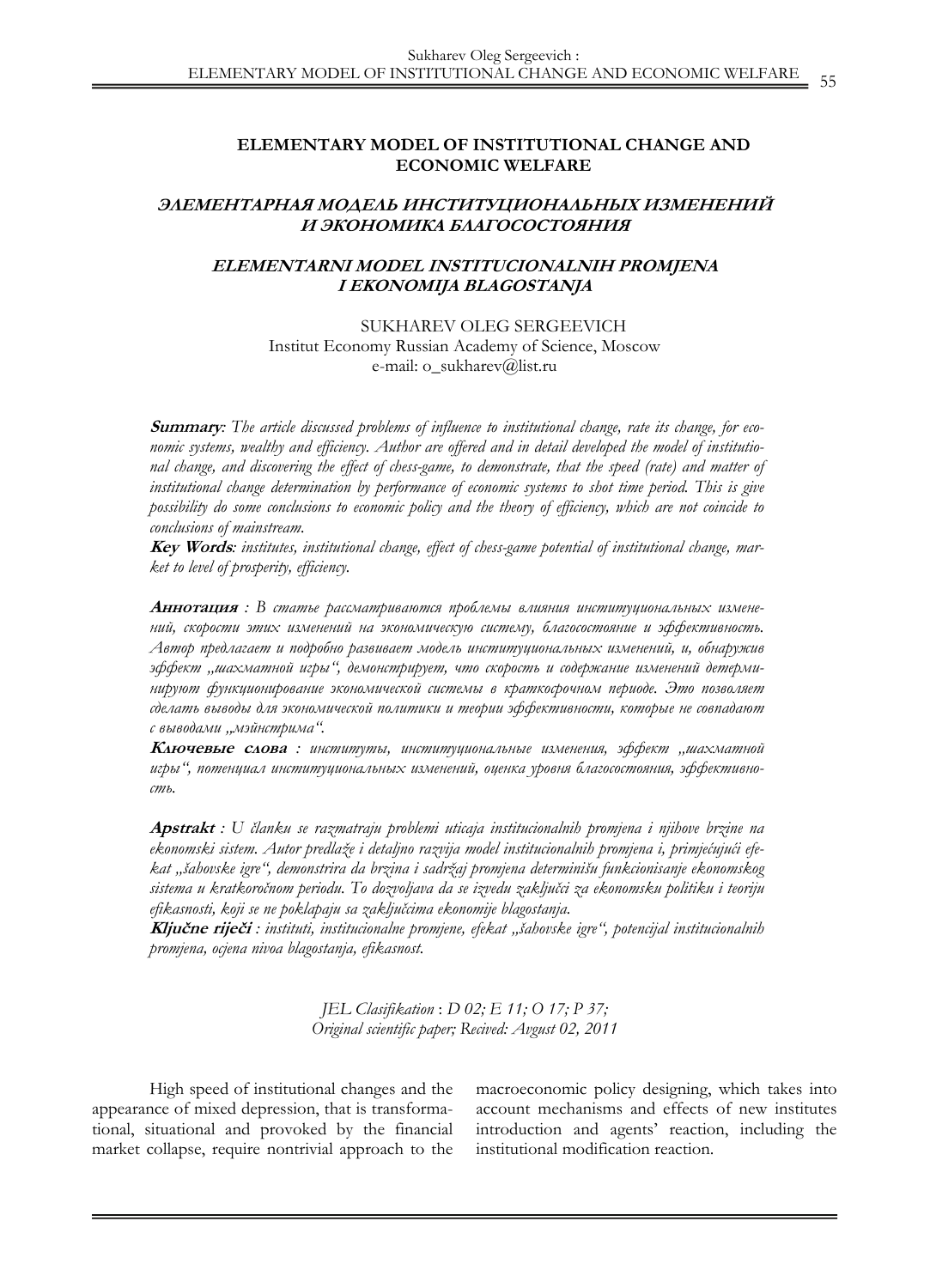# ELEMENTARY MODEL OF INSTITUTIONAL CHANGE AND ECONOMIC WELFARE

## *ЭЛЕМЕНТАРНАЯ МОДЕЛЬ ИНСТИТУЦИОНАЛЬНЫХ ИЗМЕНЕНИЙ И ЭКОНОМИКА БЛАГОСОСТОЯНИЯ*

## *ELEMENTARNI MODEL INSTITUCIONALNIH PROMJENA I EKONOMIJA BLAGOSTANJA*

SUKHAREV OLEG SERGEEVICH
Institut Economy Russian Academy of Science, Moscow
e-mail: o_sukharev@list.ru

**Summary**: *The article discussed problems of influence to institutional change, rate its change, for economic systems, wealthy and efficiency. Author are offered and in detail developed the model of institutional change, and discovering the effect of chess-game, to demonstrate, that the speed (rate) and matter of institutional change determination by performance of economic systems to shot time period. This is give possibility do some conclusions to economic policy and the theory of efficiency, which are not coincide to conclusions of mainstream.*

**Key Words**: *institutes, institutional change, effect of chess-game potential of institutional change, market to level of prosperity, efficiency.*

**Аннотация** : *В статье рассматриваются проблемы влияния институциональных изменений, скорости этих изменений на экономическую систему, благосостояние и эффективность. Автор предлагает и подробно развивает модель институциональных изменений, и, обнаружив эффект „шахматной игры“, демонстрирует, что скорость и содержание изменений детерминируют функционирование экономической системы в краткосрочном периоде. Это позволяет сделать выводы для экономической политики и теории эффективности, которые не совпадают с выводами „мэйнстрима“.*

**Ключевые слова** : *институты, институциональные изменения, эффект „шахматной игры“, потенциал институциональных изменений, оценка уровня благосостояния, эффективность.*

**Apstrakt** : *U članku se razmatraju problemi uticaja institucionalnih promjena i njihove brzine na ekonomski sistem. Autor predlaže i detaljno razvija model institucionalnih promjena i, primjećujući efekat „šahovske igre“, demonstrira da brzina i sadržaj promjena determinišu funkcionisanje ekonomskog sistema u kratkoročnom periodu. To dozvoljava da se izvedu zaključci za ekonomsku politiku i teoriju efikasnosti, koji se ne poklapaju sa zaključcima ekonomije blagostanja.*

**Ključne riječi** : *instituti, institucionalne promjene, efekat „šahovske igre“, potencijal institucionalnih promjena, ocjena nivoa blagostanja, efikasnost.*

*JEL Clasifikation* : *D 02; E 11; O 17; P 37;*
*Original scientific paper; Recived: Avgust 02, 2011*

High speed of institutional changes and the appearance of mixed depression, that is transformational, situational and provoked by the financial market collapse, require nontrivial approach to the macroeconomic policy designing, which takes into account mechanisms and effects of new institutes introduction and agents' reaction, including the institutional modification reaction.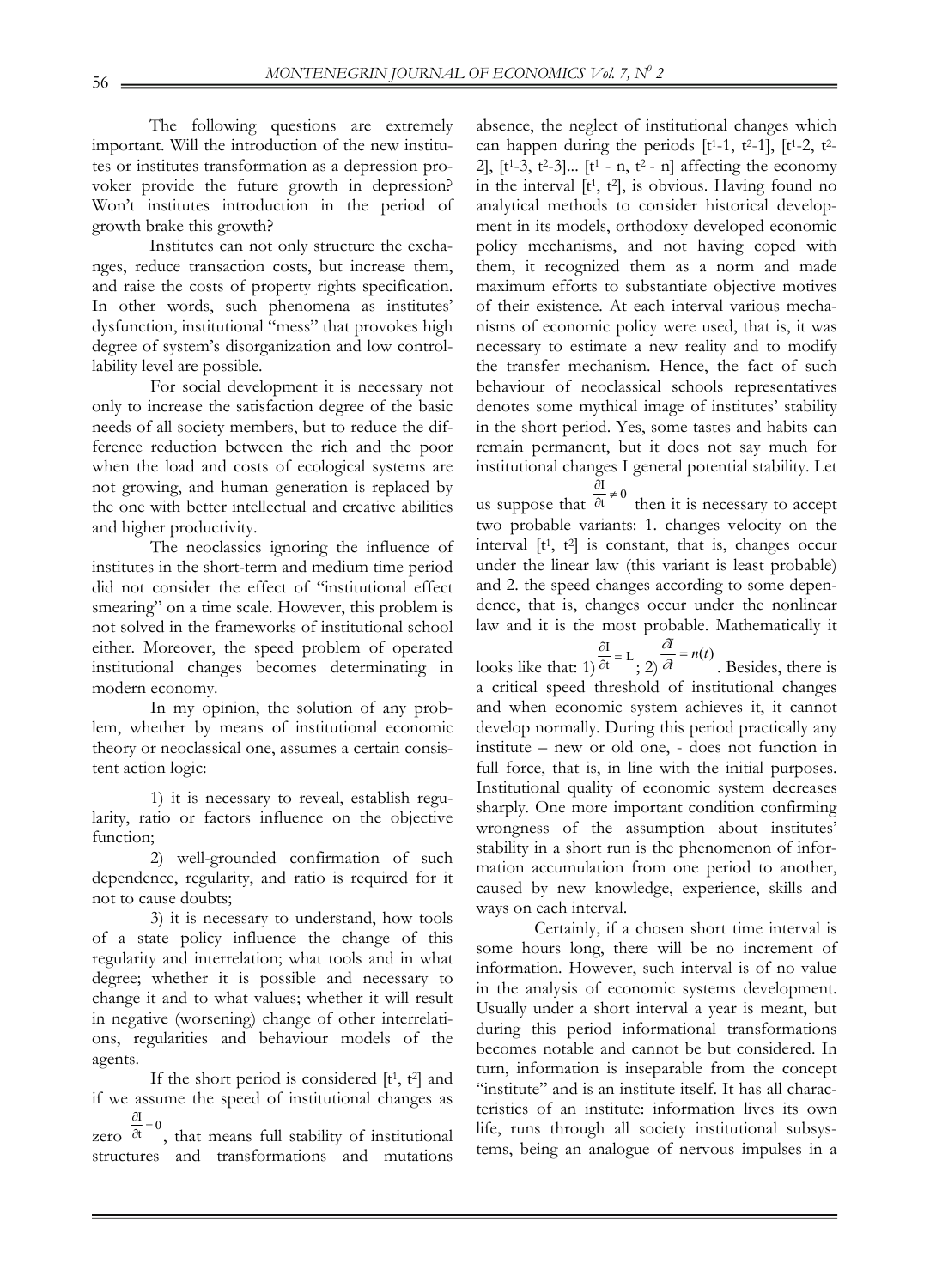The following questions are extremely important. Will the introduction of the new institutes or institutes transformation as a depression provoker provide the future growth in depression? Won't institutes introduction in the period of growth brake this growth?

Institutes can not only structure the exchanges, reduce transaction costs, but increase them, and raise the costs of property rights specification. In other words, such phenomena as institutes' dysfunction, institutional "mess" that provokes high degree of system's disorganization and low controllability level are possible.

For social development it is necessary not only to increase the satisfaction degree of the basic needs of all society members, but to reduce the difference reduction between the rich and the poor when the load and costs of ecological systems are not growing, and human generation is replaced by the one with better intellectual and creative abilities and higher productivity.

The neoclassics ignoring the influence of institutes in the short-term and medium time period did not consider the effect of "institutional effect smearing" on a time scale. However, this problem is not solved in the frameworks of institutional school either. Moreover, the speed problem of operated institutional changes becomes determinating in modern economy.

In my opinion, the solution of any problem, whether by means of institutional economic theory or neoclassical one, assumes a certain consistent action logic:

1) it is necessary to reveal, establish regularity, ratio or factors influence on the objective function;

2) well-grounded confirmation of such dependence, regularity, and ratio is required for it not to cause doubts;

3) it is necessary to understand, how tools of a state policy influence the change of this regularity and interrelation; what tools and in what degree; whether it is possible and necessary to change it and to what values; whether it will result in negative (worsening) change of other interrelations, regularities and behaviour models of the agents.

If the short period is considered $[t^1, t^2]$ and if we assume the speed of institutional changes as zero $\frac{\partial I}{\partial t} = 0$, that means full stability of institutional structures and transformations and mutations absence, the neglect of institutional changes which can happen during the periods $[t^1\text{-}1, t^2\text{-}1]$, $[t^1\text{-}2, t^2\text{-}2]$, $[t^1\text{-}3, t^2\text{-}3]$... $[t^1 - n, t^2 - n]$ affecting the economy in the interval $[t^1, t^2]$, is obvious. Having found no analytical methods to consider historical development in its models, orthodoxy developed economic policy mechanisms, and not having coped with them, it recognized them as a norm and made maximum efforts to substantiate objective motives of their existence. At each interval various mechanisms of economic policy were used, that is, it was necessary to estimate a new reality and to modify the transfer mechanism. Hence, the fact of such behaviour of neoclassical schools representatives denotes some mythical image of institutes' stability in the short period. Yes, some tastes and habits can remain permanent, but it does not say much for institutional changes I general potential stability. Let us suppose that $\frac{\partial I}{\partial t} \neq 0$ then it is necessary to accept two probable variants: 1. changes velocity on the interval $[t^1, t^2]$ is constant, that is, changes occur under the linear law (this variant is least probable) and 2. the speed changes according to some dependence, that is, changes occur under the nonlinear law and it is the most probable. Mathematically it looks like that: 1) $\frac{\partial I}{\partial t} = L$; 2) $\frac{\partial I}{\partial t} = n(t)$. Besides, there is a critical speed threshold of institutional changes and when economic system achieves it, it cannot develop normally. During this period practically any institute – new or old one, - does not function in full force, that is, in line with the initial purposes. Institutional quality of economic system decreases sharply. One more important condition confirming wrongness of the assumption about institutes' stability in a short run is the phenomenon of information accumulation from one period to another, caused by new knowledge, experience, skills and ways on each interval.

Certainly, if a chosen short time interval is some hours long, there will be no increment of information. However, such interval is of no value in the analysis of economic systems development. Usually under a short interval a year is meant, but during this period informational transformations becomes notable and cannot be but considered. In turn, information is inseparable from the concept "institute" and is an institute itself. It has all characteristics of an institute: information lives its own life, runs through all society institutional subsystems, being an analogue of nervous impulses in a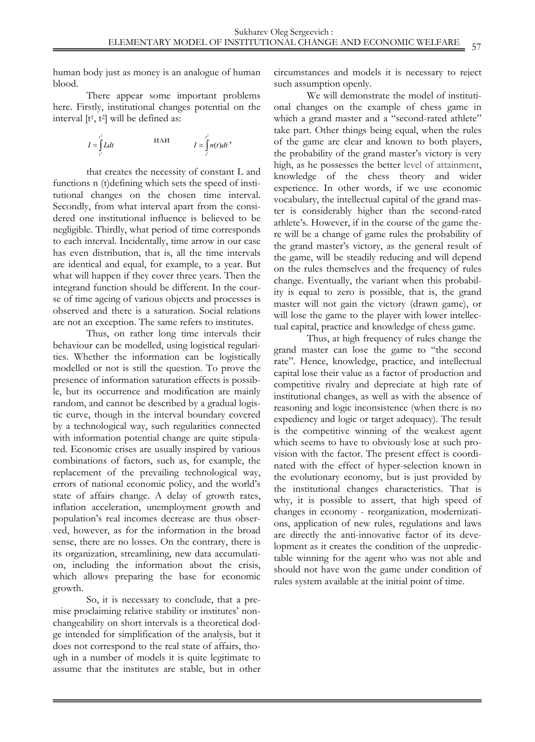human body just as money is an analogue of human blood.

There appear some important problems here. Firstly, institutional changes potential on the interval $[t^1, t^2]$ will be defined as:

$$I = \int_{t^1}^{t^2} L dt \quad \text{или} \quad I = \int_{t^1}^{t^2} n(t) dt,$$

that creates the necessity of constant L and functions n (t)defining which sets the speed of institutional changes on the chosen time interval. Secondly, from what interval apart from the considered one institutional influence is believed to be negligible. Thirdly, what period of time corresponds to each interval. Incidentally, time arrow in our case has even distribution, that is, all the time intervals are identical and equal, for example, to a year. But what will happen if they cover three years. Then the integrand function should be different. In the course of time ageing of various objects and processes is observed and there is a saturation. Social relations are not an exception. The same refers to institutes.

Thus, on rather long time intervals their behaviour can be modelled, using logistical regularities. Whether the information can be logistically modelled or not is still the question. To prove the presence of information saturation effects is possible, but its occurrence and modification are mainly random, and cannot be described by a gradual logistic curve, though in the interval boundary covered by a technological way, such regularities connected with information potential change are quite stipulated. Economic crises are usually inspired by various combinations of factors, such as, for example, the replacement of the prevailing technological way, errors of national economic policy, and the world's state of affairs change. A delay of growth rates, inflation acceleration, unemployment growth and population's real incomes decrease are thus observed, however, as for the information in the broad sense, there are no losses. On the contrary, there is its organization, streamlining, new data accumulation, including the information about the crisis, which allows preparing the base for economic growth.

So, it is necessary to conclude, that a premise proclaiming relative stability or institutes' non-changeability on short intervals is a theoretical dodge intended for simplification of the analysis, but it does not correspond to the real state of affairs, though in a number of models it is quite legitimate to assume that the institutes are stable, but in other circumstances and models it is necessary to reject such assumption openly.

We will demonstrate the model of institutional changes on the example of chess game in which a grand master and a "second-rated athlete" take part. Other things being equal, when the rules of the game are clear and known to both players, the probability of the grand master's victory is very high, as he possesses the better level of attainment, knowledge of the chess theory and wider experience. In other words, if we use economic vocabulary, the intellectual capital of the grand master is considerably higher than the second-rated athlete's. However, if in the course of the game there will be a change of game rules the probability of the grand master's victory, as the general result of the game, will be steadily reducing and will depend on the rules themselves and the frequency of rules change. Eventually, the variant when this probability is equal to zero is possible, that is, the grand master will not gain the victory (drawn game), or will lose the game to the player with lower intellectual capital, practice and knowledge of chess game.

Thus, at high frequency of rules change the grand master can lose the game to "the second rate". Hence, knowledge, practice, and intellectual capital lose their value as a factor of production and competitive rivalry and depreciate at high rate of institutional changes, as well as with the absence of reasoning and logic inconsistence (when there is no expediency and logic or target adequacy). The result is the competitive winning of the weakest agent which seems to have to obviously lose at such provision with the factor. The present effect is coordinated with the effect of hyper-selection known in the evolutionary economy, but is just provided by the institutional changes characteristics. That is why, it is possible to assert, that high speed of changes in economy - reorganization, modernizations, application of new rules, regulations and laws are directly the anti-innovative factor of its development as it creates the condition of the unpredictable winning for the agent who was not able and should not have won the game under condition of rules system available at the initial point of time.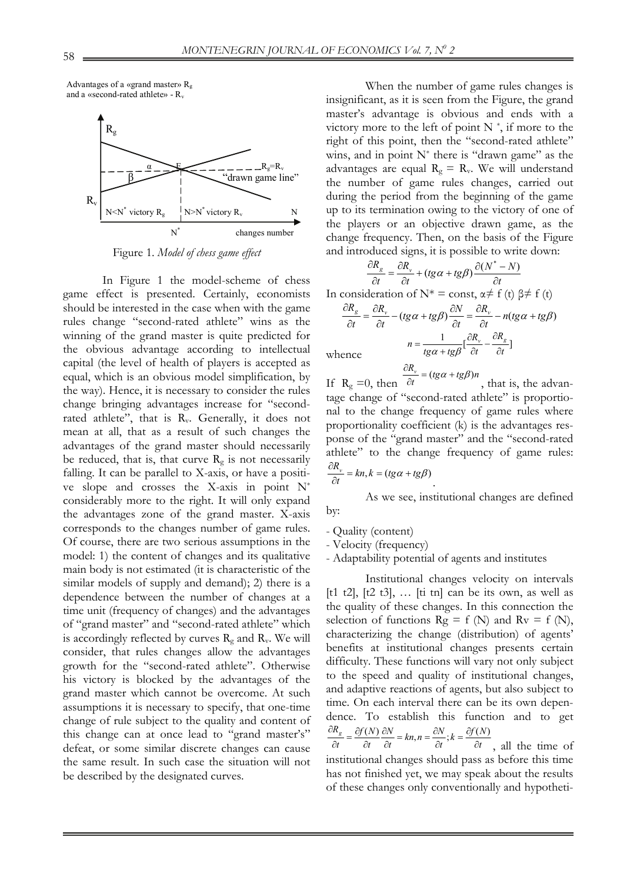Advantages of a «grand master» $R_g$ and a «second-rated athlete» - $R_v$

Figure 1. *Model of chess game effect*

In Figure 1 the model-scheme of chess game effect is presented. Certainly, economists should be interested in the case when with the game rules change "second-rated athlete" wins as the winning of the grand master is quite predicted for the obvious advantage according to intellectual capital (the level of health of players is accepted as equal, which is an obvious model simplification, by the way). Hence, it is necessary to consider the rules change bringing advantages increase for "second-rated athlete", that is $R_v$. Generally, it does not mean at all, that as a result of such changes the advantages of the grand master should necessarily be reduced, that is, that curve $R_g$ is not necessarily falling. It can be parallel to X-axis, or have a positive slope and crosses the X-axis in point $N^*$ considerably more to the right. It will only expand the advantages zone of the grand master. X-axis corresponds to the changes number of game rules. Of course, there are two serious assumptions in the model: 1) the content of changes and its qualitative main body is not estimated (it is characteristic of the similar models of supply and demand); 2) there is a dependence between the number of changes at a time unit (frequency of changes) and the advantages of "grand master" and "second-rated athlete" which is accordingly reflected by curves $R_g$ and $R_v$. We will consider, that rules changes allow the advantages growth for the "second-rated athlete". Otherwise his victory is blocked by the advantages of the grand master which cannot be overcome. At such assumptions it is necessary to specify, that one-time change of rule subject to the quality and content of this change can at once lead to "grand master's" defeat, or some similar discrete changes can cause the same result. In such case the situation will not be described by the designated curves.

When the number of game rules changes is insignificant, as it is seen from the Figure, the grand master's advantage is obvious and ends with a victory more to the left of point $N^*$, if more to the right of this point, then the "second-rated athlete" wins, and in point $N^*$ there is "drawn game" as the advantages are equal $R_g = R_v$. We will understand the number of game rules changes, carried out during the period from the beginning of the game up to its termination owing to the victory of one of the players or an objective drawn game, as the change frequency. Then, on the basis of the Figure and introduced signs, it is possible to write down:

$$\frac{\partial R_g}{\partial t} = \frac{\partial R_v}{\partial t} + (tg\alpha + tg\beta)\frac{\partial (N^* - N)}{\partial t}$$

In consideration of N* = const, α≠ f (t) β≠ f (t)

$$\frac{\partial R_g}{\partial t} = \frac{\partial R_v}{\partial t} - (tg\alpha + tg\beta)\frac{\partial N}{\partial t} = \frac{\partial R_v}{\partial t} - n(tg\alpha + tg\beta)$$

whence

$$n = \frac{1}{tg\alpha + tg\beta}\left[\frac{\partial R_v}{\partial t} - \frac{\partial R_g}{\partial t}\right]$$

If $R_g = 0$, then $\frac{\partial R_v}{\partial t} = (tg\alpha + tg\beta)n$, that is, the advantage change of "second-rated athlete" is proportional to the change frequency of game rules where proportionality coefficient (k) is the advantages response of the "grand master" and the "second-rated athlete" to the change frequency of game rules: $\frac{\partial R_v}{\partial t} = kn, k = (tg\alpha + tg\beta)$.

As we see, institutional changes are defined by:

- Quality (content)
- Velocity (frequency)
- Adaptability potential of agents and institutes

Institutional changes velocity on intervals [t1 t2], [t2 t3], … [ti tn] can be its own, as well as the quality of these changes. In this connection the selection of functions Rg = f (N) and Rv = f (N), characterizing the change (distribution) of agents' benefits at institutional changes presents certain difficulty. These functions will vary not only subject to the speed and quality of institutional changes, and adaptive reactions of agents, but also subject to time. On each interval there can be its own dependence. To establish this function and to get $\frac{\partial R_g}{\partial t} = \frac{\partial f(N)}{\partial t}\frac{\partial N}{\partial t} = kn, n = \frac{\partial N}{\partial t}; k = \frac{\partial f(N)}{\partial t}$, all the time of institutional changes should pass as before this time has not finished yet, we may speak about the results of these changes only conventionally and hypotheti-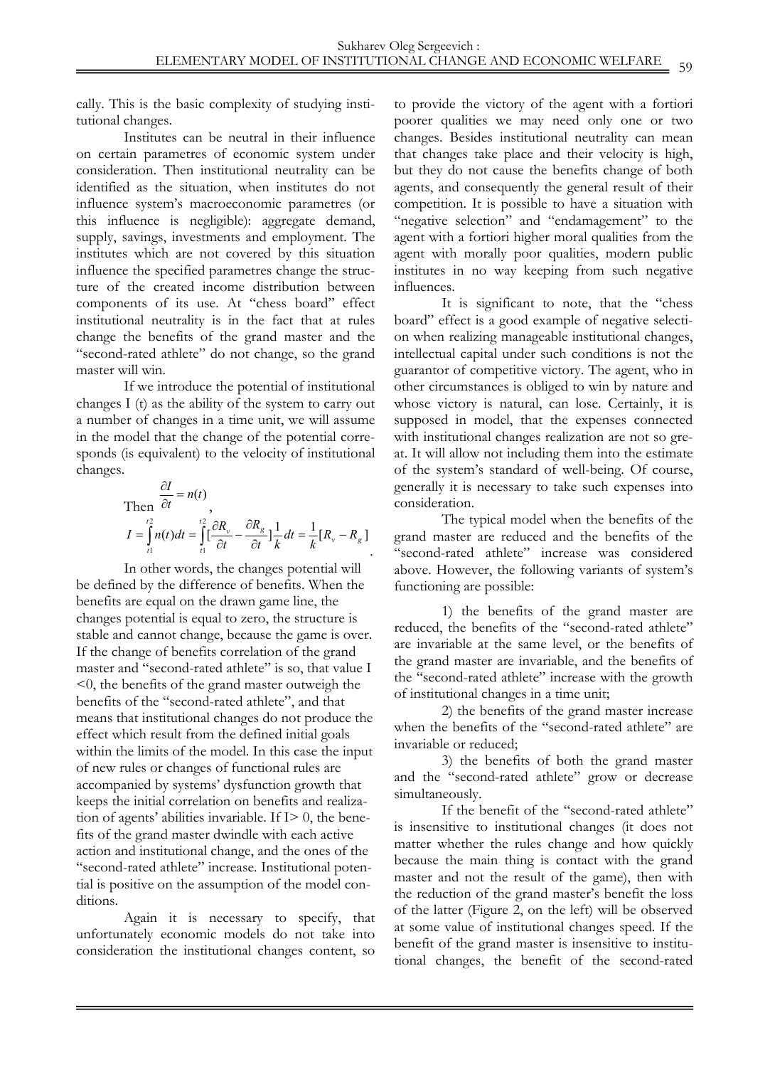cally. This is the basic complexity of studying institutional changes.

Institutes can be neutral in their influence on certain parametres of economic system under consideration. Then institutional neutrality can be identified as the situation, when institutes do not influence system's macroeconomic parametres (or this influence is negligible): aggregate demand, supply, savings, investments and employment. The institutes which are not covered by this situation influence the specified parametres change the structure of the created income distribution between components of its use. At "chess board" effect institutional neutrality is in the fact that at rules change the benefits of the grand master and the "second-rated athlete" do not change, so the grand master will win.

If we introduce the potential of institutional changes I (t) as the ability of the system to carry out a number of changes in a time unit, we will assume in the model that the change of the potential corresponds (is equivalent) to the velocity of institutional changes.

Then $\frac{\partial I}{\partial t} = n(t)$,

$$I = \int_{t1}^{t2} n(t)dt = \int_{t1}^{t2} [\frac{\partial R_v}{\partial t} - \frac{\partial R_g}{\partial t}] \frac{1}{k} dt = \frac{1}{k}[R_v - R_g].$$

In other words, the changes potential will be defined by the difference of benefits. When the benefits are equal on the drawn game line, the changes potential is equal to zero, the structure is stable and cannot change, because the game is over. If the change of benefits correlation of the grand master and "second-rated athlete" is so, that value I <0, the benefits of the grand master outweigh the benefits of the "second-rated athlete", and that means that institutional changes do not produce the effect which result from the defined initial goals within the limits of the model. In this case the input of new rules or changes of functional rules are accompanied by systems' dysfunction growth that keeps the initial correlation on benefits and realization of agents' abilities invariable. If I> 0, the benefits of the grand master dwindle with each active action and institutional change, and the ones of the "second-rated athlete" increase. Institutional potential is positive on the assumption of the model conditions.

Again it is necessary to specify, that unfortunately economic models do not take into consideration the institutional changes content, so to provide the victory of the agent with a fortiori poorer qualities we may need only one or two changes. Besides institutional neutrality can mean that changes take place and their velocity is high, but they do not cause the benefits change of both agents, and consequently the general result of their competition. It is possible to have a situation with "negative selection" and "endamagement" to the agent with a fortiori higher moral qualities from the agent with morally poor qualities, modern public institutes in no way keeping from such negative influences.

It is significant to note, that the "chess board" effect is a good example of negative selection when realizing manageable institutional changes, intellectual capital under such conditions is not the guarantor of competitive victory. The agent, who in other circumstances is obliged to win by nature and whose victory is natural, can lose. Certainly, it is supposed in model, that the expenses connected with institutional changes realization are not so great. It will allow not including them into the estimate of the system's standard of well-being. Of course, generally it is necessary to take such expenses into consideration.

The typical model when the benefits of the grand master are reduced and the benefits of the "second-rated athlete" increase was considered above. However, the following variants of system's functioning are possible:

1) the benefits of the grand master are reduced, the benefits of the "second-rated athlete" are invariable at the same level, or the benefits of the grand master are invariable, and the benefits of the "second-rated athlete" increase with the growth of institutional changes in a time unit;

2) the benefits of the grand master increase when the benefits of the "second-rated athlete" are invariable or reduced;

3) the benefits of both the grand master and the "second-rated athlete" grow or decrease simultaneously.

If the benefit of the "second-rated athlete" is insensitive to institutional changes (it does not matter whether the rules change and how quickly because the main thing is contact with the grand master and not the result of the game), then with the reduction of the grand master's benefit the loss of the latter (Figure 2, on the left) will be observed at some value of institutional changes speed. If the benefit of the grand master is insensitive to institutional changes, the benefit of the second-rated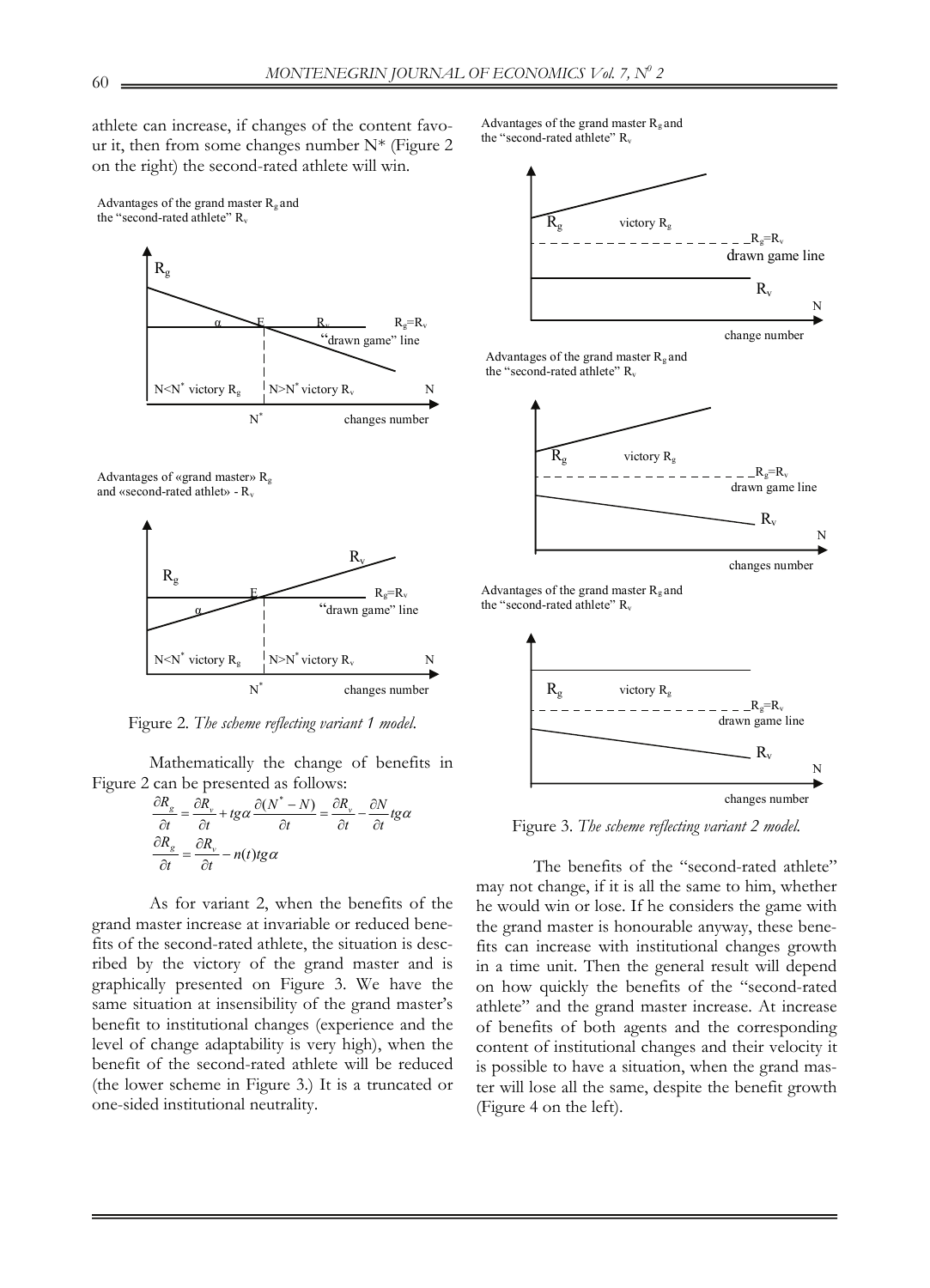athlete can increase, if changes of the content favour it, then from some changes number N* (Figure 2 on the right) the second-rated athlete will win.

Figure 2. *The scheme reflecting variant 1 model.*

Mathematically the change of benefits in Figure 2 can be presented as follows:

$$\frac{\partial R_g}{\partial t} = \frac{\partial R_v}{\partial t} + tg\alpha \frac{\partial (N^* - N)}{\partial t} = \frac{\partial R_v}{\partial t} - \frac{\partial N}{\partial t} tg\alpha$$

$$\frac{\partial R_g}{\partial t} = \frac{\partial R_v}{\partial t} - n(t) tg\alpha$$

As for variant 2, when the benefits of the grand master increase at invariable or reduced benefits of the second-rated athlete, the situation is described by the victory of the grand master and is graphically presented on Figure 3. We have the same situation at insensibility of the grand master's benefit to institutional changes (experience and the level of change adaptability is very high), when the benefit of the second-rated athlete will be reduced (the lower scheme in Figure 3.) It is a truncated or one-sided institutional neutrality.

Figure 3. *The scheme reflecting variant 2 model.*

The benefits of the "second-rated athlete" may not change, if it is all the same to him, whether he would win or lose. If he considers the game with the grand master is honourable anyway, these benefits can increase with institutional changes growth in a time unit. Then the general result will depend on how quickly the benefits of the "second-rated athlete" and the grand master increase. At increase of benefits of both agents and the corresponding content of institutional changes and their velocity it is possible to have a situation, when the grand master will lose all the same, despite the benefit growth (Figure 4 on the left).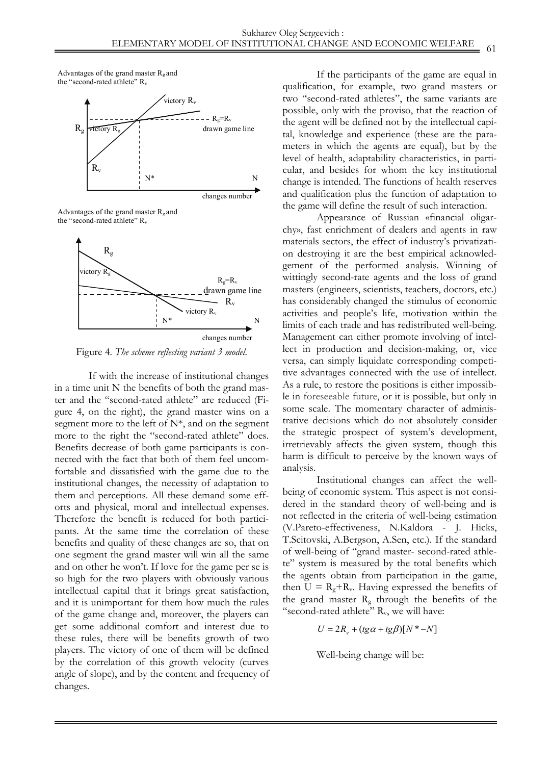Advantages of the grand master $R_g$ and the "second-rated athlete" $R_v$

victory $R_v$

$R_g=R_v$

$R_g$ victory $R_g$ drawn game line

$R_v$

$N^*$ N

changes number

Advantages of the grand master $R_g$ and the "second-rated athlete" $R_v$

$R_g$

victory $R_g$

$R_g=R_v$

drawn game line

$R_v$

victory $R_v$

$N^*$ N

changes number

Figure 4. *The scheme reflecting variant 3 model.*

If with the increase of institutional changes in a time unit N the benefits of both the grand master and the "second-rated athlete" are reduced (Figure 4, on the right), the grand master wins on a segment more to the left of N\*, and on the segment more to the right the "second-rated athlete" does. Benefits decrease of both game participants is connected with the fact that both of them feel uncomfortable and dissatisfied with the game due to the institutional changes, the necessity of adaptation to them and perceptions. All these demand some efforts and physical, moral and intellectual expenses. Therefore the benefit is reduced for both participants. At the same time the correlation of these benefits and quality of these changes are so, that on one segment the grand master will win all the same and on other he won't. If love for the game per se is so high for the two players with obviously various intellectual capital that it brings great satisfaction, and it is unimportant for them how much the rules of the game change and, moreover, the players can get some additional comfort and interest due to these rules, there will be benefits growth of two players. The victory of one of them will be defined by the correlation of this growth velocity (curves angle of slope), and by the content and frequency of changes.

If the participants of the game are equal in qualification, for example, two grand masters or two "second-rated athletes", the same variants are possible, only with the proviso, that the reaction of the agent will be defined not by the intellectual capital, knowledge and experience (these are the parameters in which the agents are equal), but by the level of health, adaptability characteristics, in particular, and besides for whom the key institutional change is intended. The functions of health reserves and qualification plus the function of adaptation to the game will define the result of such interaction.

Appearance of Russian «financial oligarchy», fast enrichment of dealers and agents in raw materials sectors, the effect of industry's privatization destroying it are the best empirical acknowledgement of the performed analysis. Winning of wittingly second-rate agents and the loss of grand masters (engineers, scientists, teachers, doctors, etc.) has considerably changed the stimulus of economic activities and people's life, motivation within the limits of each trade and has redistributed well-being. Management can either promote involving of intellect in production and decision-making, or, vice versa, can simply liquidate corresponding competitive advantages connected with the use of intellect. As a rule, to restore the positions is either impossible in foreseeable future, or it is possible, but only in some scale. The momentary character of administrative decisions which do not absolutely consider the strategic prospect of system's development, irretrievably affects the given system, though this harm is difficult to perceive by the known ways of analysis.

Institutional changes can affect the well-being of economic system. This aspect is not considered in the standard theory of well-being and is not reflected in the criteria of well-being estimation (V.Pareto-effectiveness, N.Kaldora - J. Hicks, T.Scitovski, A.Bergson, A.Sen, etc.). If the standard of well-being of "grand master- second-rated athlete" system is measured by the total benefits which the agents obtain from participation in the game, then $U = R_g+R_v$. Having expressed the benefits of the grand master $R_g$ through the benefits of the "second-rated athlete" $R_v$, we will have:

$$U = 2R_v + (tg\alpha + tg\beta)[N^* - N]$$

Well-being change will be: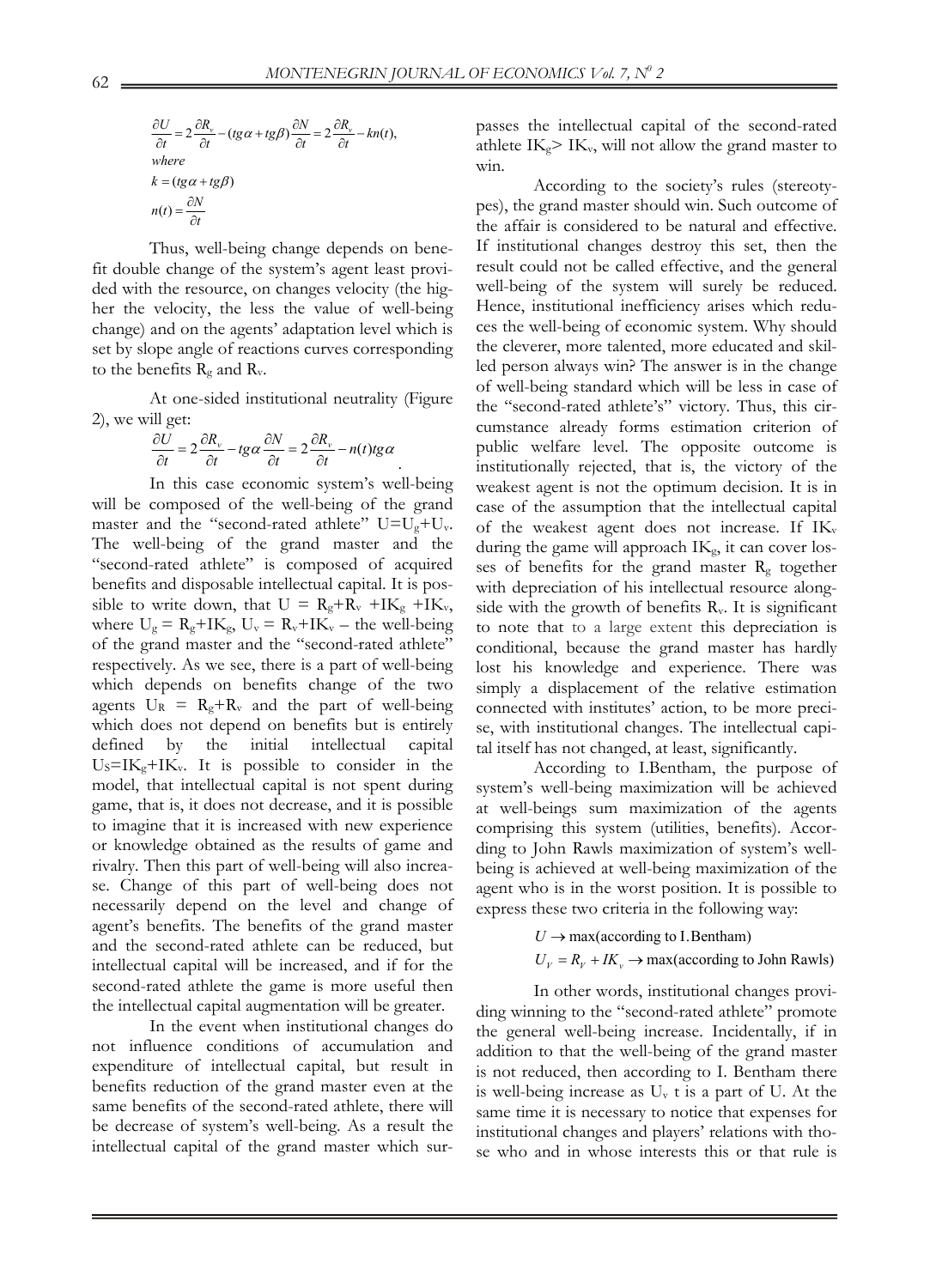$$\frac{\partial U}{\partial t} = 2\frac{\partial R_v}{\partial t} - (tg\alpha + tg\beta)\frac{\partial N}{\partial t} = 2\frac{\partial R_v}{\partial t} - kn(t),$$

*where*

$$k = (tg\alpha + tg\beta)$$

$$n(t) = \frac{\partial N}{\partial t}$$

Thus, well-being change depends on benefit double change of the system's agent least provided with the resource, on changes velocity (the higher the velocity, the less the value of well-being change) and on the agents' adaptation level which is set by slope angle of reactions curves corresponding to the benefits $R_g$ and $R_v$.

At one-sided institutional neutrality (Figure 2), we will get:

$$\frac{\partial U}{\partial t} = 2\frac{\partial R_v}{\partial t} - tg\alpha\frac{\partial N}{\partial t} = 2\frac{\partial R_v}{\partial t} - n(t)tg\alpha.$$

In this case economic system's well-being will be composed of the well-being of the grand master and the "second-rated athlete" $U=U_g+U_v$. The well-being of the grand master and the "second-rated athlete" is composed of acquired benefits and disposable intellectual capital. It is possible to write down, that $U = R_g+R_v + IK_g + IK_v$, where $U_g = R_g+IK_g$, $U_v = R_v+IK_v$ – the well-being of the grand master and the "second-rated athlete" respectively. As we see, there is a part of well-being which depends on benefits change of the two agents $U_R = R_g+R_v$ and the part of well-being which does not depend on benefits but is entirely defined by the initial intellectual capital $U_S=IK_g+IK_v$. It is possible to consider in the model, that intellectual capital is not spent during game, that is, it does not decrease, and it is possible to imagine that it is increased with new experience or knowledge obtained as the results of game and rivalry. Then this part of well-being will also increase. Change of this part of well-being does not necessarily depend on the level and change of agent's benefits. The benefits of the grand master and the second-rated athlete can be reduced, but intellectual capital will be increased, and if for the second-rated athlete the game is more useful then the intellectual capital augmentation will be greater.

In the event when institutional changes do not influence conditions of accumulation and expenditure of intellectual capital, but result in benefits reduction of the grand master even at the same benefits of the second-rated athlete, there will be decrease of system's well-being. As a result the intellectual capital of the grand master which surpasses the intellectual capital of the second-rated athlete $IK_g > IK_v$, will not allow the grand master to win.

According to the society's rules (stereotypes), the grand master should win. Such outcome of the affair is considered to be natural and effective. If institutional changes destroy this set, then the result could not be called effective, and the general well-being of the system will surely be reduced. Hence, institutional inefficiency arises which reduces the well-being of economic system. Why should the cleverer, more talented, more educated and skilled person always win? The answer is in the change of well-being standard which will be less in case of the "second-rated athlete's" victory. Thus, this circumstance already forms estimation criterion of public welfare level. The opposite outcome is institutionally rejected, that is, the victory of the weakest agent is not the optimum decision. It is in case of the assumption that the intellectual capital of the weakest agent does not increase. If $IK_v$ during the game will approach $IK_g$, it can cover losses of benefits for the grand master $R_g$ together with depreciation of his intellectual resource alongside with the growth of benefits $R_v$. It is significant to note that to a large extent this depreciation is conditional, because the grand master has hardly lost his knowledge and experience. There was simply a displacement of the relative estimation connected with institutes' action, to be more precise, with institutional changes. The intellectual capital itself has not changed, at least, significantly.

According to I.Bentham, the purpose of system's well-being maximization will be achieved at well-beings sum maximization of the agents comprising this system (utilities, benefits). According to John Rawls maximization of system's well-being is achieved at well-being maximization of the agent who is in the worst position. It is possible to express these two criteria in the following way:

$$U \rightarrow \max(\text{according to I.Bentham})$$

$$U_V = R_V + IK_v \rightarrow \max(\text{according to John Rawls})$$

In other words, institutional changes providing winning to the "second-rated athlete" promote the general well-being increase. Incidentally, if in addition to that the well-being of the grand master is not reduced, then according to I. Bentham there is well-being increase as $U_v$ t is a part of U. At the same time it is necessary to notice that expenses for institutional changes and players' relations with those who and in whose interests this or that rule is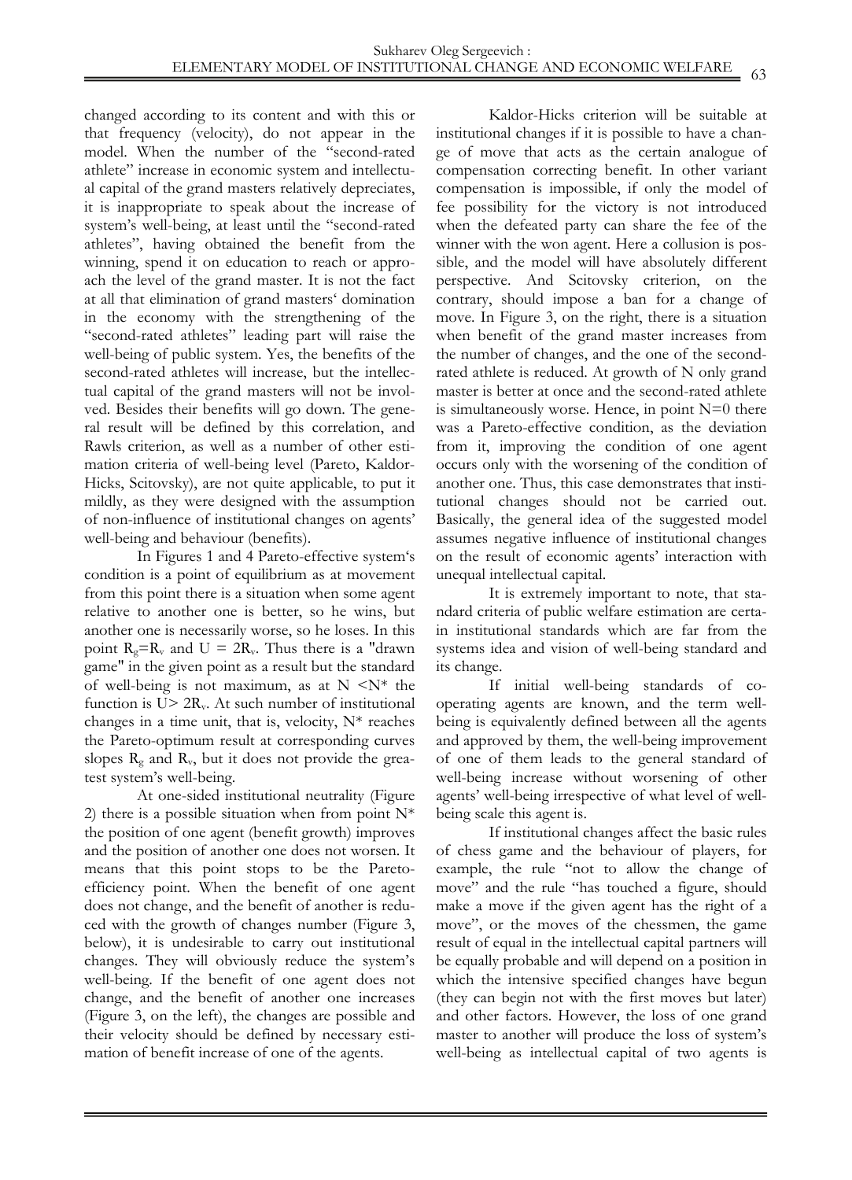changed according to its content and with this or that frequency (velocity), do not appear in the model. When the number of the "second-rated athlete" increase in economic system and intellectual capital of the grand masters relatively depreciates, it is inappropriate to speak about the increase of system's well-being, at least until the "second-rated athletes", having obtained the benefit from the winning, spend it on education to reach or approach the level of the grand master. It is not the fact at all that elimination of grand masters' domination in the economy with the strengthening of the "second-rated athletes" leading part will raise the well-being of public system. Yes, the benefits of the second-rated athletes will increase, but the intellectual capital of the grand masters will not be involved. Besides their benefits will go down. The general result will be defined by this correlation, and Rawls criterion, as well as a number of other estimation criteria of well-being level (Pareto, Kaldor-Hicks, Scitovsky), are not quite applicable, to put it mildly, as they were designed with the assumption of non-influence of institutional changes on agents' well-being and behaviour (benefits).

In Figures 1 and 4 Pareto-effective system's condition is a point of equilibrium as at movement from this point there is a situation when some agent relative to another one is better, so he wins, but another one is necessarily worse, so he loses. In this point $R_g=R_v$ and $U = 2R_v$. Thus there is a "drawn game" in the given point as a result but the standard of well-being is not maximum, as at $N < N^*$ the function is $U > 2R_v$. At such number of institutional changes in a time unit, that is, velocity, $N^*$ reaches the Pareto-optimum result at corresponding curves slopes $R_g$ and $R_v$, but it does not provide the greatest system's well-being.

At one-sided institutional neutrality (Figure 2) there is a possible situation when from point $N^*$ the position of one agent (benefit growth) improves and the position of another one does not worsen. It means that this point stops to be the Pareto-efficiency point. When the benefit of one agent does not change, and the benefit of another is reduced with the growth of changes number (Figure 3, below), it is undesirable to carry out institutional changes. They will obviously reduce the system's well-being. If the benefit of one agent does not change, and the benefit of another one increases (Figure 3, on the left), the changes are possible and their velocity should be defined by necessary estimation of benefit increase of one of the agents.

Kaldor-Hicks criterion will be suitable at institutional changes if it is possible to have a change of move that acts as the certain analogue of compensation correcting benefit. In other variant compensation is impossible, if only the model of fee possibility for the victory is not introduced when the defeated party can share the fee of the winner with the won agent. Here a collusion is possible, and the model will have absolutely different perspective. And Scitovsky criterion, on the contrary, should impose a ban for a change of move. In Figure 3, on the right, there is a situation when benefit of the grand master increases from the number of changes, and the one of the second-rated athlete is reduced. At growth of N only grand master is better at once and the second-rated athlete is simultaneously worse. Hence, in point $N=0$ there was a Pareto-effective condition, as the deviation from it, improving the condition of one agent occurs only with the worsening of the condition of another one. Thus, this case demonstrates that institutional changes should not be carried out. Basically, the general idea of the suggested model assumes negative influence of institutional changes on the result of economic agents' interaction with unequal intellectual capital.

It is extremely important to note, that standard criteria of public welfare estimation are certain institutional standards which are far from the systems idea and vision of well-being standard and its change.

If initial well-being standards of cooperating agents are known, and the term well-being is equivalently defined between all the agents and approved by them, the well-being improvement of one of them leads to the general standard of well-being increase without worsening of other agents' well-being irrespective of what level of well-being scale this agent is.

If institutional changes affect the basic rules of chess game and the behaviour of players, for example, the rule "not to allow the change of move" and the rule "has touched a figure, should make a move if the given agent has the right of a move", or the moves of the chessmen, the game result of equal in the intellectual capital partners will be equally probable and will depend on a position in which the intensive specified changes have begun (they can begin not with the first moves but later) and other factors. However, the loss of one grand master to another will produce the loss of system's well-being as intellectual capital of two agents is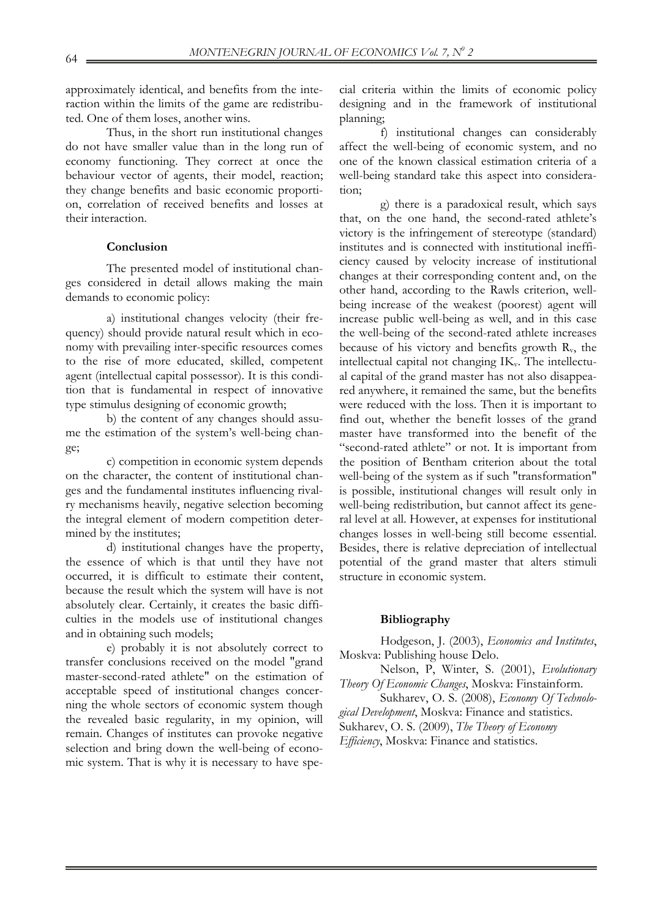approximately identical, and benefits from the interaction within the limits of the game are redistributed. One of them loses, another wins.

Thus, in the short run institutional changes do not have smaller value than in the long run of economy functioning. They correct at once the behaviour vector of agents, their model, reaction; they change benefits and basic economic proportion, correlation of received benefits and losses at their interaction.

### Conclusion

The presented model of institutional changes considered in detail allows making the main demands to economic policy:

a) institutional changes velocity (their frequency) should provide natural result which in economy with prevailing inter-specific resources comes to the rise of more educated, skilled, competent agent (intellectual capital possessor). It is this condition that is fundamental in respect of innovative type stimulus designing of economic growth;

b) the content of any changes should assume the estimation of the system's well-being change;

c) competition in economic system depends on the character, the content of institutional changes and the fundamental institutes influencing rivalry mechanisms heavily, negative selection becoming the integral element of modern competition determined by the institutes;

d) institutional changes have the property, the essence of which is that until they have not occurred, it is difficult to estimate their content, because the result which the system will have is not absolutely clear. Certainly, it creates the basic difficulties in the models use of institutional changes and in obtaining such models;

e) probably it is not absolutely correct to transfer conclusions received on the model "grand master-second-rated athlete" on the estimation of acceptable speed of institutional changes concerning the whole sectors of economic system though the revealed basic regularity, in my opinion, will remain. Changes of institutes can provoke negative selection and bring down the well-being of economic system. That is why it is necessary to have special criteria within the limits of economic policy designing and in the framework of institutional planning;

f) institutional changes can considerably affect the well-being of economic system, and no one of the known classical estimation criteria of a well-being standard take this aspect into consideration;

g) there is a paradoxical result, which says that, on the one hand, the second-rated athlete's victory is the infringement of stereotype (standard) institutes and is connected with institutional inefficiency caused by velocity increase of institutional changes at their corresponding content and, on the other hand, according to the Rawls criterion, well-being increase of the weakest (poorest) agent will increase public well-being as well, and in this case the well-being of the second-rated athlete increases because of his victory and benefits growth $R_v$, the intellectual capital not changing $IK_v$. The intellectual capital of the grand master has not also disappeared anywhere, it remained the same, but the benefits were reduced with the loss. Then it is important to find out, whether the benefit losses of the grand master have transformed into the benefit of the "second-rated athlete" or not. It is important from the position of Bentham criterion about the total well-being of the system as if such "transformation" is possible, institutional changes will result only in well-being redistribution, but cannot affect its general level at all. However, at expenses for institutional changes losses in well-being still become essential. Besides, there is relative depreciation of intellectual potential of the grand master that alters stimuli structure in economic system.

### Bibliography

Hodgeson, J. (2003), *Economics and Institutes*, Moskva: Publishing house Delo.

Nelson, P, Winter, S. (2001), *Evolutionary Theory Of Economic Changes*, Moskva: Finstainform.

Sukharev, O. S. (2008), *Economy Of Technological Development*, Moskva: Finance and statistics.

Sukharev, O. S. (2009), *The Theory of Economy Efficiency*, Moskva: Finance and statistics.